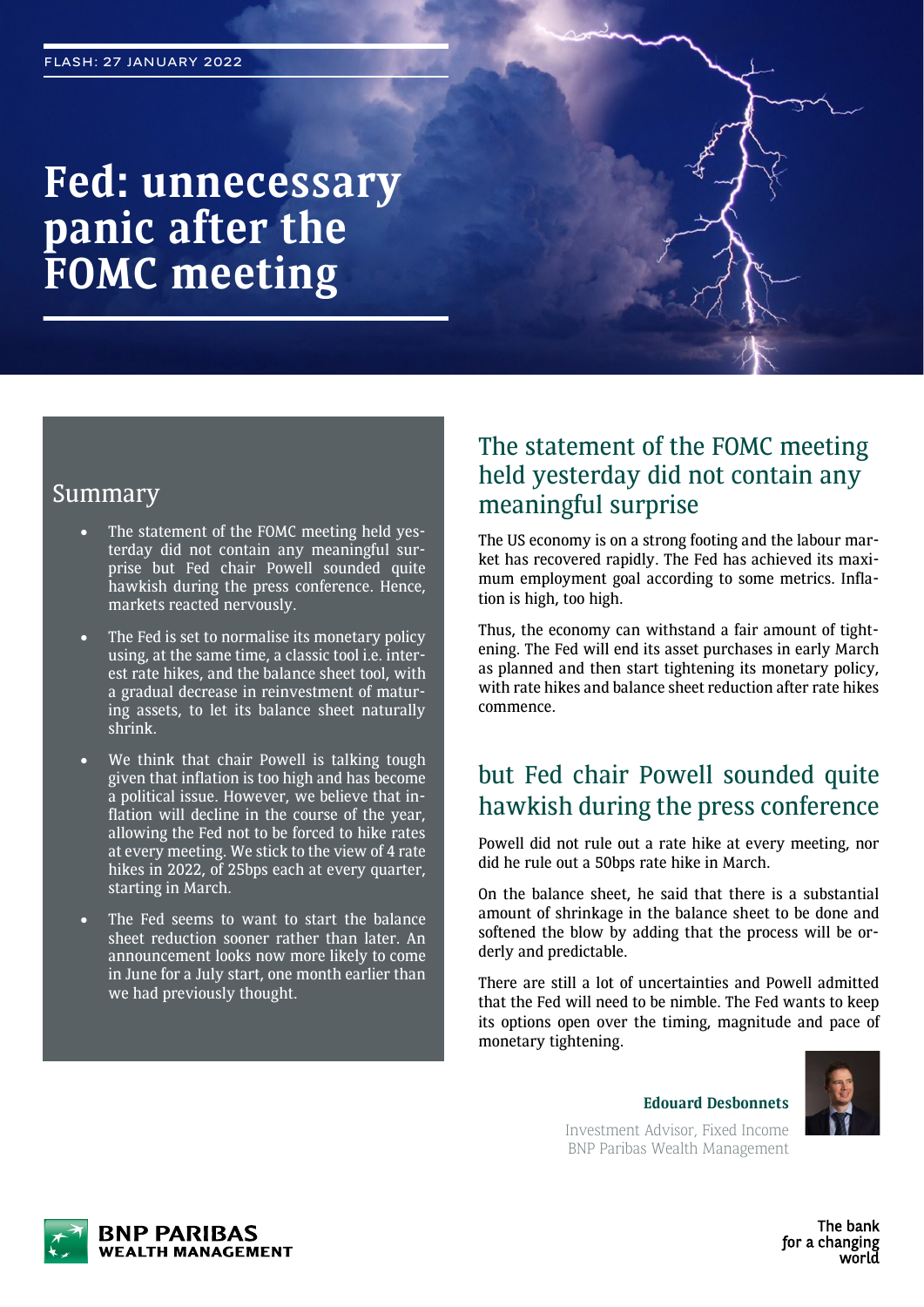FLASH: 27 JANUARY 2022

# Fed: unnecessary panic after the FOMC meeting

## Summary

- The statement of the FOMC meeting held yesterday did not contain any meaningful surprise but Fed chair Powell sounded quite hawkish during the press conference. Hence, markets reacted nervously.
- The Fed is set to normalise its monetary policy using, at the same time, a classic tool i.e. interest rate hikes, and the balance sheet tool, with a gradual decrease in reinvestment of maturing assets, to let its balance sheet naturally shrink.
- We think that chair Powell is talking tough given that inflation is too high and has become a political issue. However, we believe that inflation will decline in the course of the year, allowing the Fed not to be forced to hike rates at every meeting. We stick to the view of 4 rate hikes in 2022, of 25bps each at every quarter, starting in March.
- The Fed seems to want to start the balance sheet reduction sooner rather than later. An announcement looks now more likely to come in June for a July start, one month earlier than we had previously thought.

## The statement of the FOMC meeting held yesterday did not contain any meaningful surprise

The US economy is on a strong footing and the labour market has recovered rapidly. The Fed has achieved its maximum employment goal according to some metrics. Inflation is high, too high.

Thus, the economy can withstand a fair amount of tightening. The Fed will end its asset purchases in early March as planned and then start tightening its monetary policy, with rate hikes and balance sheet reduction after rate hikes commence.

## but Fed chair Powell sounded quite hawkish during the press conference

Powell did not rule out a rate hike at every meeting, nor did he rule out a 50bps rate hike in March.

On the balance sheet, he said that there is a substantial amount of shrinkage in the balance sheet to be done and softened the blow by adding that the process will be orderly and predictable.

There are still a lot of uncertainties and Powell admitted that the Fed will need to be nimble. The Fed wants to keep its options open over the timing, magnitude and pace of monetary tightening.

**Edouard Desbonnets**

Investment Advisor, Fixed Income
BNP Paribas Wealth Management

BNP PARIBAS WEALTH MANAGEMENT

The bank for a changing world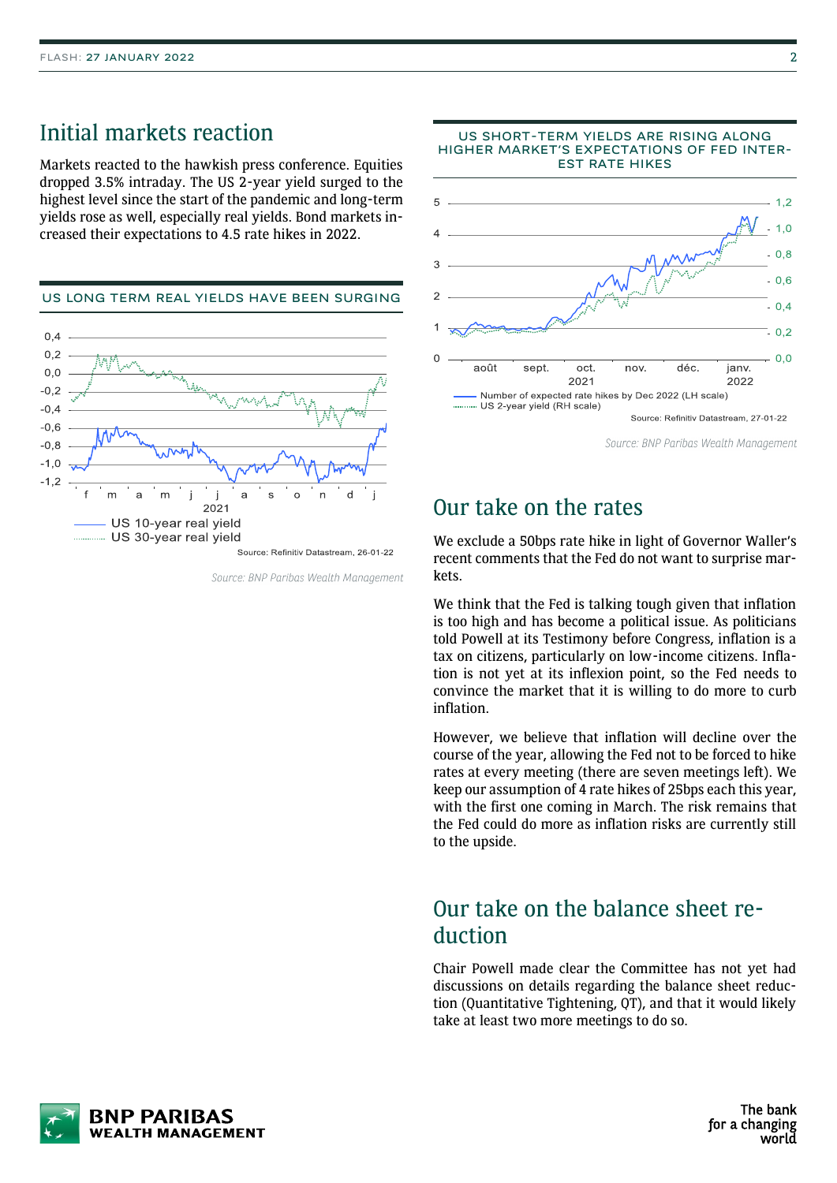## Initial markets reaction

Markets reacted to the hawkish press conference. Equities dropped 3.5% intraday. The US 2-year yield surged to the highest level since the start of the pandemic and long-term yields rose as well, especially real yields. Bond markets increased their expectations to 4.5 rate hikes in 2022.

**US LONG TERM REAL YIELDS HAVE BEEN SURGING**

— US 10-year real yield
...... US 30-year real yield

Source: Refinitiv Datastream, 26-01-22

*Source: BNP Paribas Wealth Management*

**US SHORT-TERM YIELDS ARE RISING ALONG HIGHER MARKET'S EXPECTATIONS OF FED INTEREST RATE HIKES**

— Number of expected rate hikes by Dec 2022 (LH scale)
...... US 2-year yield (RH scale)

Source: Refinitiv Datastream, 27-01-22

*Source: BNP Paribas Wealth Management*

## Our take on the rates

We exclude a 50bps rate hike in light of Governor Waller's recent comments that the Fed do not want to surprise markets.

We think that the Fed is talking tough given that inflation is too high and has become a political issue. As politicians told Powell at its Testimony before Congress, inflation is a tax on citizens, particularly on low-income citizens. Inflation is not yet at its inflexion point, so the Fed needs to convince the market that it is willing to do more to curb inflation.

However, we believe that inflation will decline over the course of the year, allowing the Fed not to be forced to hike rates at every meeting (there are seven meetings left). We keep our assumption of 4 rate hikes of 25bps each this year, with the first one coming in March. The risk remains that the Fed could do more as inflation risks are currently still to the upside.

## Our take on the balance sheet reduction

Chair Powell made clear the Committee has not yet had discussions on details regarding the balance sheet reduction (Quantitative Tightening, QT), and that it would likely take at least two more meetings to do so.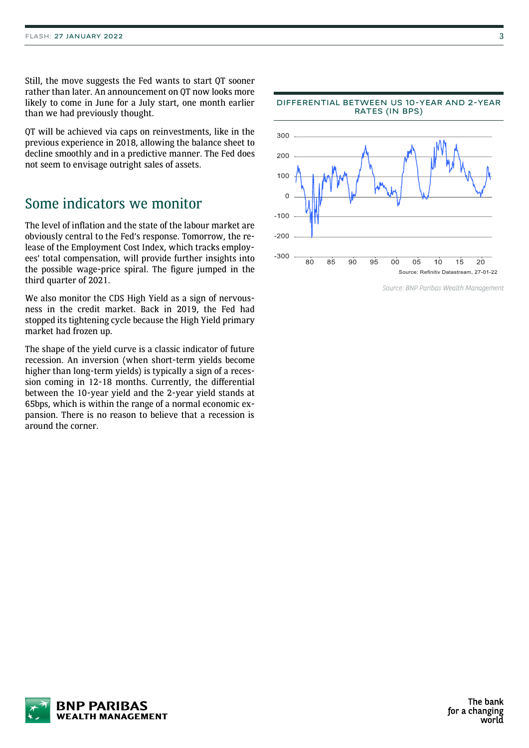Still, the move suggests the Fed wants to start QT sooner rather than later. An announcement on QT now looks more likely to come in June for a July start, one month earlier than we had previously thought.

QT will be achieved via caps on reinvestments, like in the previous experience in 2018, allowing the balance sheet to decline smoothly and in a predictive manner. The Fed does not seem to envisage outright sales of assets.

## Some indicators we monitor

The level of inflation and the state of the labour market are obviously central to the Fed's response. Tomorrow, the release of the Employment Cost Index, which tracks employees' total compensation, will provide further insights into the possible wage-price spiral. The figure jumped in the third quarter of 2021.

We also monitor the CDS High Yield as a sign of nervousness in the credit market. Back in 2019, the Fed had stopped its tightening cycle because the High Yield primary market had frozen up.

The shape of the yield curve is a classic indicator of future recession. An inversion (when short-term yields become higher than long-term yields) is typically a sign of a recession coming in 12-18 months. Currently, the differential between the 10-year yield and the 2-year yield stands at 65bps, which is within the range of a normal economic expansion. There is no reason to believe that a recession is around the corner.

**DIFFERENTIAL BETWEEN US 10-YEAR AND 2-YEAR RATES (IN BPS)**

Source: Refinitiv Datastream, 27-01-22

*Source: BNP Paribas Wealth Management*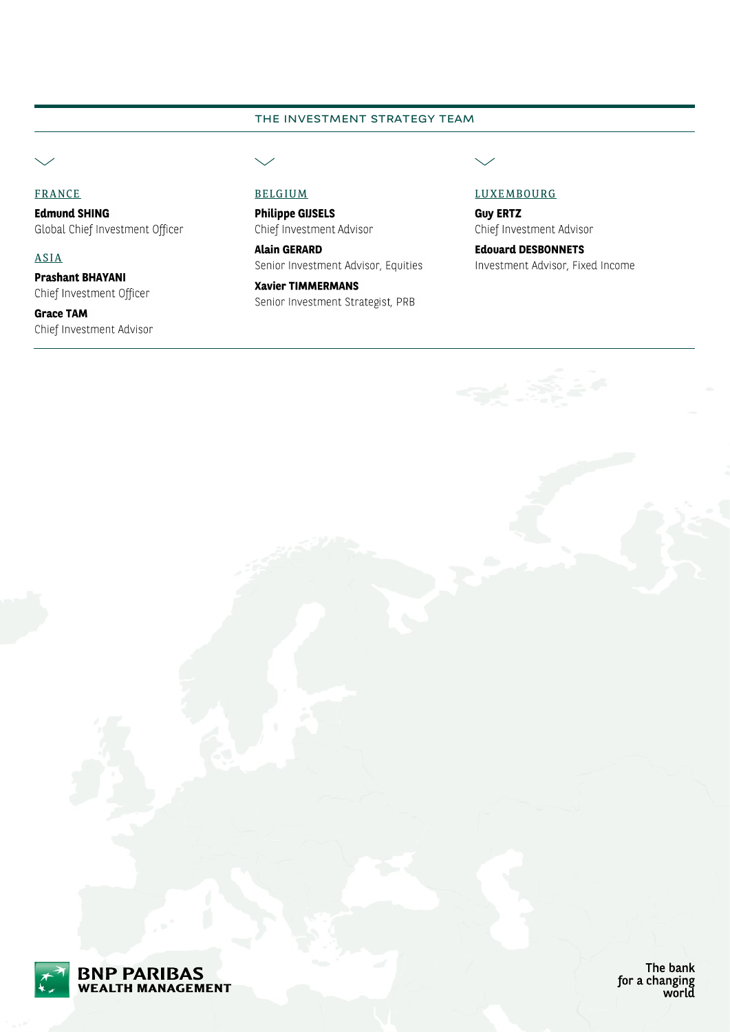## THE INVESTMENT STRATEGY TEAM

### FRANCE

**Edmund SHING**
Global Chief Investment Officer

### ASIA

**Prashant BHAYANI**
Chief Investment Officer

**Grace TAM**
Chief Investment Advisor

### BELGIUM

**Philippe GIJSELS**
Chief Investment Advisor

**Alain GERARD**
Senior Investment Advisor, Equities

**Xavier TIMMERMANS**
Senior Investment Strategist, PRB

### LUXEMBOURG

**Guy ERTZ**
Chief Investment Advisor

**Edouard DESBONNETS**
Investment Advisor, Fixed Income

BNP PARIBAS WEALTH MANAGEMENT

The bank for a changing world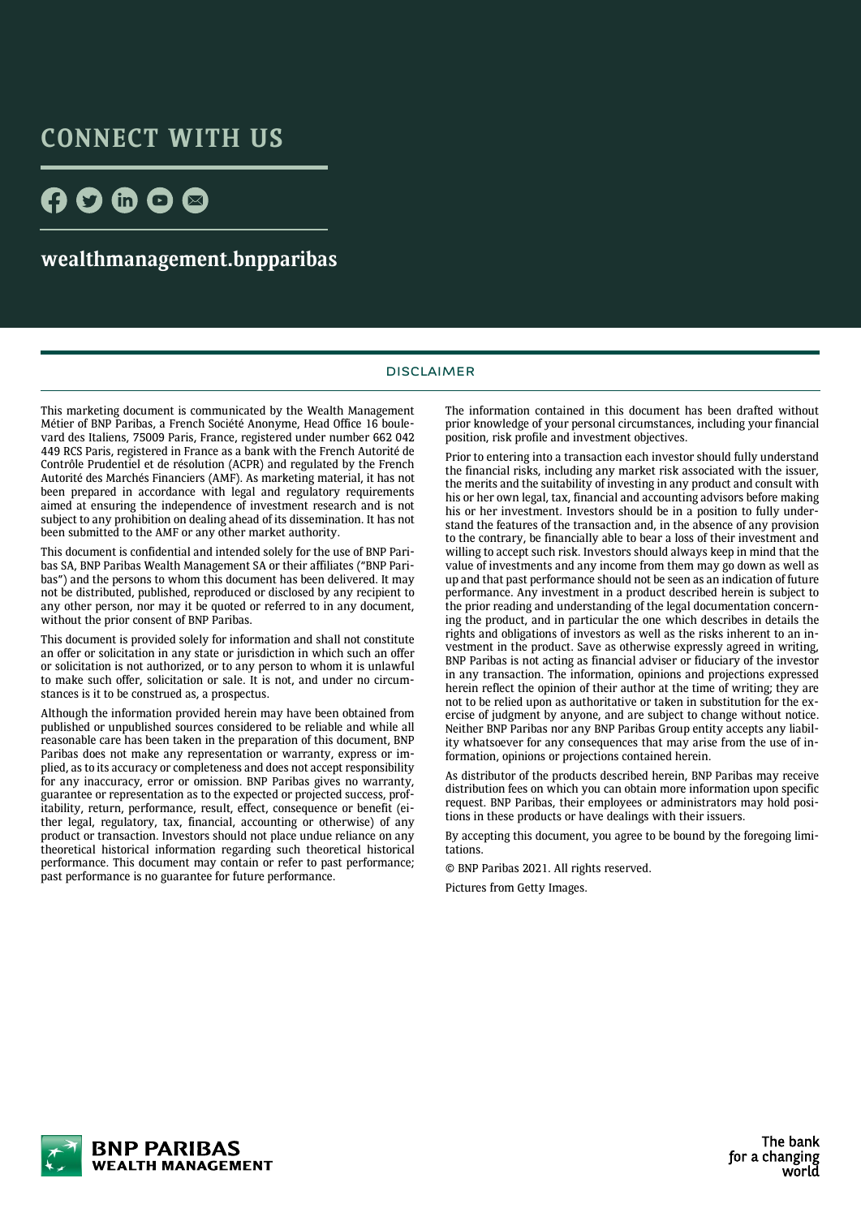## CONNECT WITH US

**wealthmanagement.bnpparibas**

### DISCLAIMER

This marketing document is communicated by the Wealth Management Métier of BNP Paribas, a French Société Anonyme, Head Office 16 boulevard des Italiens, 75009 Paris, France, registered under number 662 042 449 RCS Paris, registered in France as a bank with the French Autorité de Contrôle Prudentiel et de résolution (ACPR) and regulated by the French Autorité des Marchés Financiers (AMF). As marketing material, it has not been prepared in accordance with legal and regulatory requirements aimed at ensuring the independence of investment research and is not subject to any prohibition on dealing ahead of its dissemination. It has not been submitted to the AMF or any other market authority.

This document is confidential and intended solely for the use of BNP Paribas SA, BNP Paribas Wealth Management SA or their affiliates ("BNP Paribas") and the persons to whom this document has been delivered. It may not be distributed, published, reproduced or disclosed by any recipient to any other person, nor may it be quoted or referred to in any document, without the prior consent of BNP Paribas.

This document is provided solely for information and shall not constitute an offer or solicitation in any state or jurisdiction in which such an offer or solicitation is not authorized, or to any person to whom it is unlawful to make such offer, solicitation or sale. It is not, and under no circumstances is it to be construed as, a prospectus.

Although the information provided herein may have been obtained from published or unpublished sources considered to be reliable and while all reasonable care has been taken in the preparation of this document, BNP Paribas does not make any representation or warranty, express or implied, as to its accuracy or completeness and does not accept responsibility for any inaccuracy, error or omission. BNP Paribas gives no warranty, guarantee or representation as to the expected or projected success, profitability, return, performance, result, effect, consequence or benefit (either legal, regulatory, tax, financial, accounting or otherwise) of any product or transaction. Investors should not place undue reliance on any theoretical historical information regarding such theoretical historical performance. This document may contain or refer to past performance; past performance is no guarantee for future performance.

The information contained in this document has been drafted without prior knowledge of your personal circumstances, including your financial position, risk profile and investment objectives.

Prior to entering into a transaction each investor should fully understand the financial risks, including any market risk associated with the issuer, the merits and the suitability of investing in any product and consult with his or her own legal, tax, financial and accounting advisors before making his or her investment. Investors should be in a position to fully understand the features of the transaction and, in the absence of any provision to the contrary, be financially able to bear a loss of their investment and willing to accept such risk. Investors should always keep in mind that the value of investments and any income from them may go down as well as up and that past performance should not be seen as an indication of future performance. Any investment in a product described herein is subject to the prior reading and understanding of the legal documentation concerning the product, and in particular the one which describes in details the rights and obligations of investors as well as the risks inherent to an investment in the product. Save as otherwise expressly agreed in writing, BNP Paribas is not acting as financial adviser or fiduciary of the investor in any transaction. The information, opinions and projections expressed herein reflect the opinion of their author at the time of writing; they are not to be relied upon as authoritative or taken in substitution for the exercise of judgment by anyone, and are subject to change without notice. Neither BNP Paribas nor any BNP Paribas Group entity accepts any liability whatsoever for any consequences that may arise from the use of information, opinions or projections contained herein.

As distributor of the products described herein, BNP Paribas may receive distribution fees on which you can obtain more information upon specific request. BNP Paribas, their employees or administrators may hold positions in these products or have dealings with their issuers.

By accepting this document, you agree to be bound by the foregoing limitations.

© BNP Paribas 2021. All rights reserved.

Pictures from Getty Images.

BNP PARIBAS WEALTH MANAGEMENT

The bank for a changing world